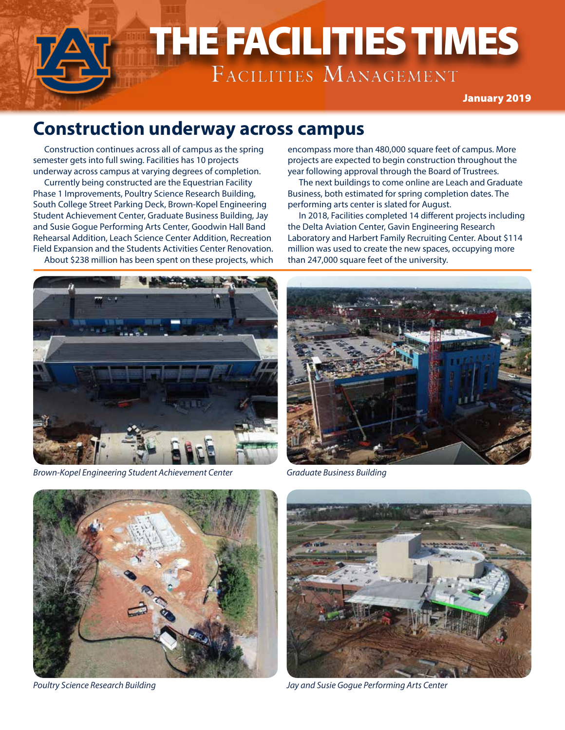# THE FACILITIES TIMES

Facilities Management

**January 2019**

## Construction underway across campus

Construction continues across all of campus as the spring semester gets into full swing. Facilities has 10 projects underway across campus at varying degrees of completion.

Currently being constructed are the Equestrian Facility Phase 1 Improvements, Poultry Science Research Building, South College Street Parking Deck, Brown-Kopel Engineering Student Achievement Center, Graduate Business Building, Jay and Susie Gogue Performing Arts Center, Goodwin Hall Band Rehearsal Addition, Leach Science Center Addition, Recreation Field Expansion and the Students Activities Center Renovation.

About $238 million has been spent on these projects, which encompass more than 480,000 square feet of campus. More projects are expected to begin construction throughout the year following approval through the Board of Trustees.

The next buildings to come online are Leach and Graduate Business, both estimated for spring completion dates. The performing arts center is slated for August.

In 2018, Facilities completed 14 different projects including the Delta Aviation Center, Gavin Engineering Research Laboratory and Harbert Family Recruiting Center. About $114 million was used to create the new spaces, occupying more than 247,000 square feet of the university.

*Brown-Kopel Engineering Student Achievement Center*

*Graduate Business Building*

*Poultry Science Research Building*

*Jay and Susie Gogue Performing Arts Center*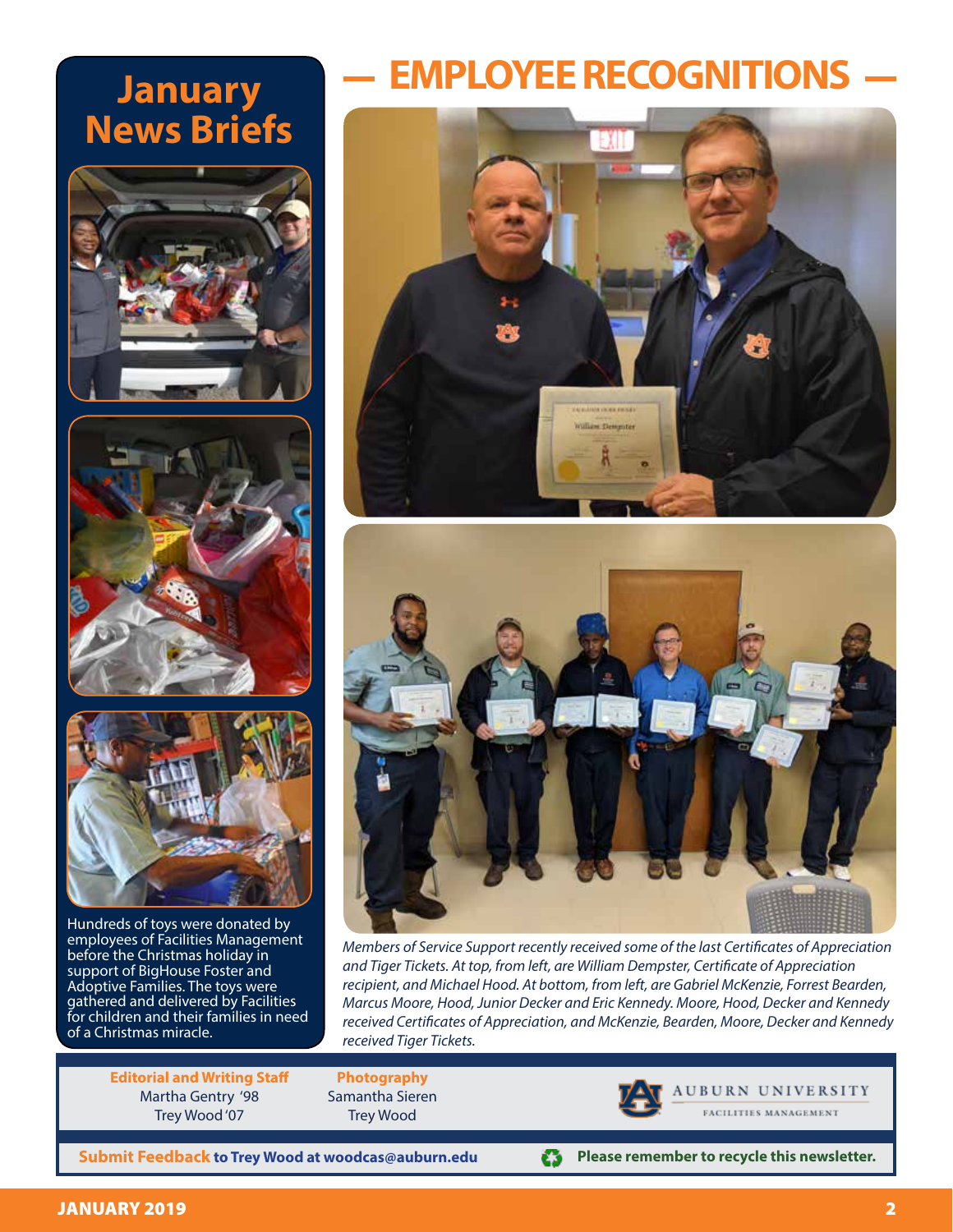# January News Briefs

Hundreds of toys were donated by employees of Facilities Management before the Christmas holiday in support of BigHouse Foster and Adoptive Families. The toys were gathered and delivered by Facilities for children and their families in need of a Christmas miracle.

# — EMPLOYEE RECOGNITIONS —

*Members of Service Support recently received some of the last Certificates of Appreciation and Tiger Tickets. At top, from left, are William Dempster, Certificate of Appreciation recipient, and Michael Hood. At bottom, from left, are Gabriel McKenzie, Forrest Bearden, Marcus Moore, Hood, Junior Decker and Eric Kennedy. Moore, Hood, Decker and Kennedy received Certificates of Appreciation, and McKenzie, Bearden, Moore, Decker and Kennedy received Tiger Tickets.*

**Editorial and Writing Staff**
Martha Gentry '98
Trey Wood '07

**Photography**
Samantha Sieren
Trey Wood

AUBURN UNIVERSITY
FACILITIES MANAGEMENT

**Submit Feedback to Trey Wood at woodcas@auburn.edu**

**Please remember to recycle this newsletter.**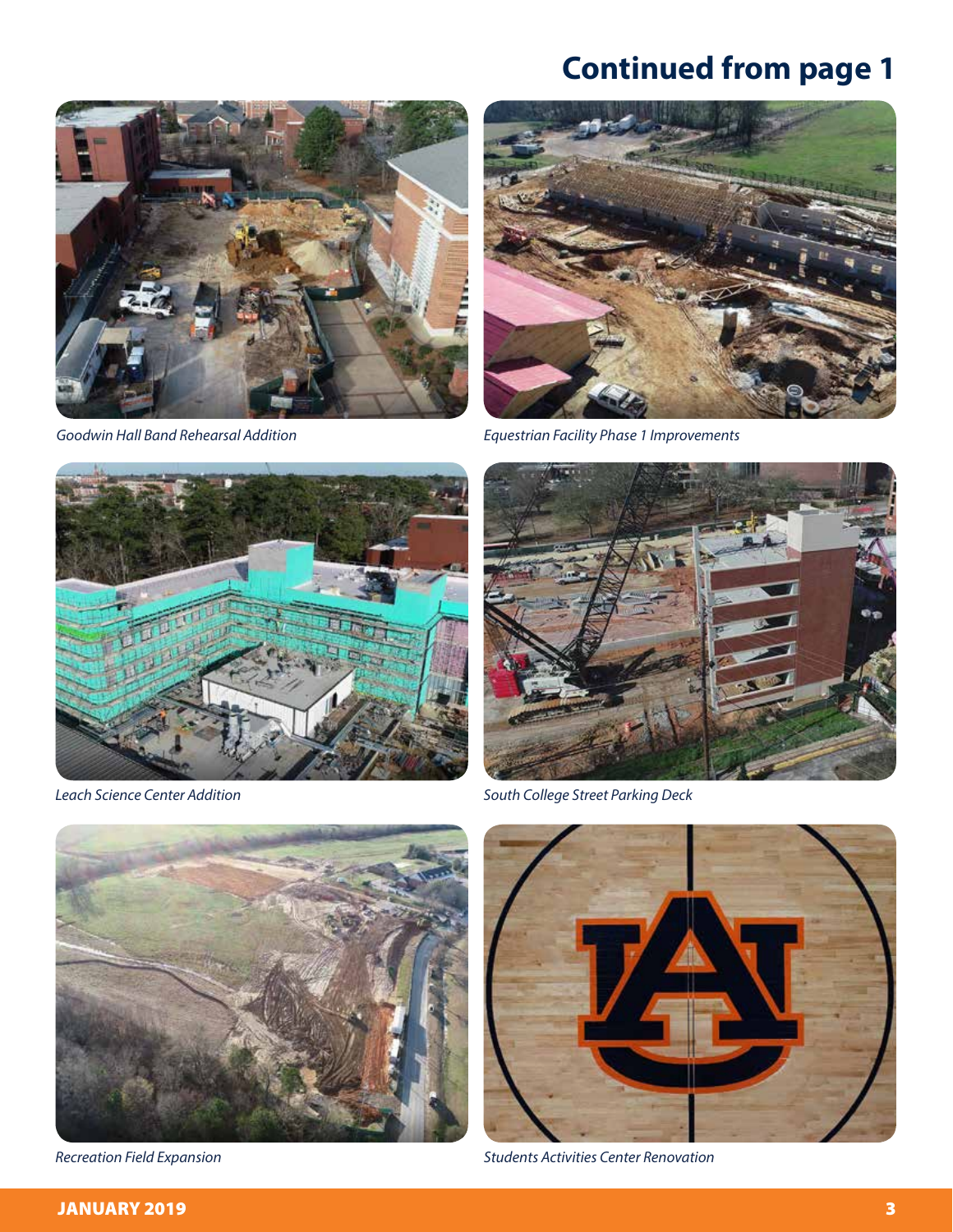# Continued from page 1

*Goodwin Hall Band Rehearsal Addition*

*Equestrian Facility Phase 1 Improvements*

*Leach Science Center Addition*

*South College Street Parking Deck*

*Recreation Field Expansion*

*Students Activities Center Renovation*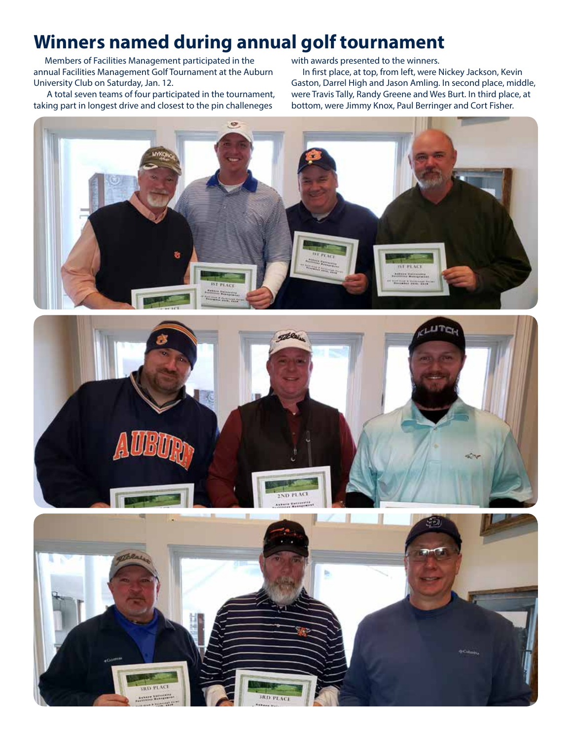# Winners named during annual golf tournament

Members of Facilities Management participated in the annual Facilities Management Golf Tournament at the Auburn University Club on Saturday, Jan. 12.

A total seven teams of four participated in the tournament, taking part in longest drive and closest to the pin challeneges with awards presented to the winners.

In first place, at top, from left, were Nickey Jackson, Kevin Gaston, Darrel High and Jason Amling. In second place, middle, were Travis Tally, Randy Greene and Wes Burt. In third place, at bottom, were Jimmy Knox, Paul Berringer and Cort Fisher.